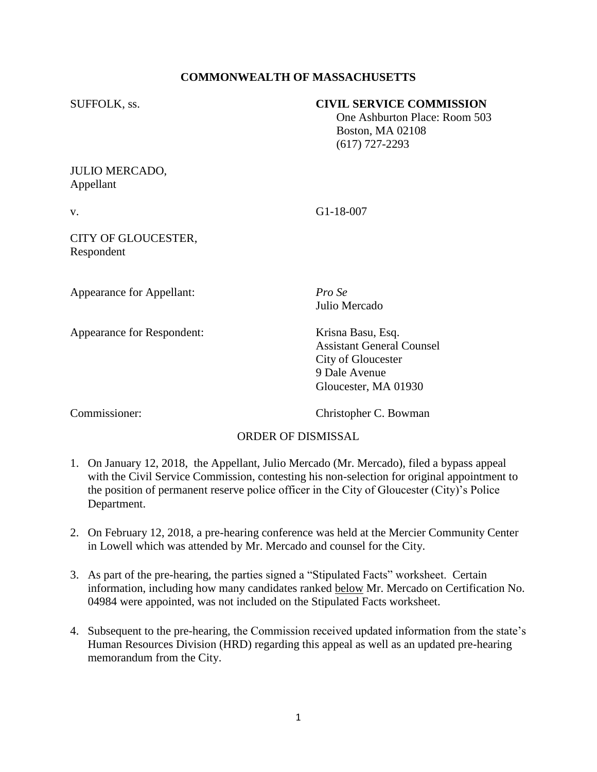**COMMONWEALTH OF MASSACHUSETTS**

SUFFOLK, ss.

**CIVIL SERVICE COMMISSION**
One Ashburton Place: Room 503
Boston, MA 02108
(617) 727-2293

JULIO MERCADO,
Appellant

v. G1-18-007

CITY OF GLOUCESTER,
Respondent

Appearance for Appellant: *Pro Se*
Julio Mercado

Appearance for Respondent: Krisna Basu, Esq.
Assistant General Counsel
City of Gloucester
9 Dale Avenue
Gloucester, MA 01930

Commissioner: Christopher C. Bowman

ORDER OF DISMISSAL

1. On January 12, 2018, the Appellant, Julio Mercado (Mr. Mercado), filed a bypass appeal with the Civil Service Commission, contesting his non-selection for original appointment to the position of permanent reserve police officer in the City of Gloucester (City)'s Police Department.

2. On February 12, 2018, a pre-hearing conference was held at the Mercier Community Center in Lowell which was attended by Mr. Mercado and counsel for the City.

3. As part of the pre-hearing, the parties signed a "Stipulated Facts" worksheet. Certain information, including how many candidates ranked <u>below</u> Mr. Mercado on Certification No. 04984 were appointed, was not included on the Stipulated Facts worksheet.

4. Subsequent to the pre-hearing, the Commission received updated information from the state's Human Resources Division (HRD) regarding this appeal as well as an updated pre-hearing memorandum from the City.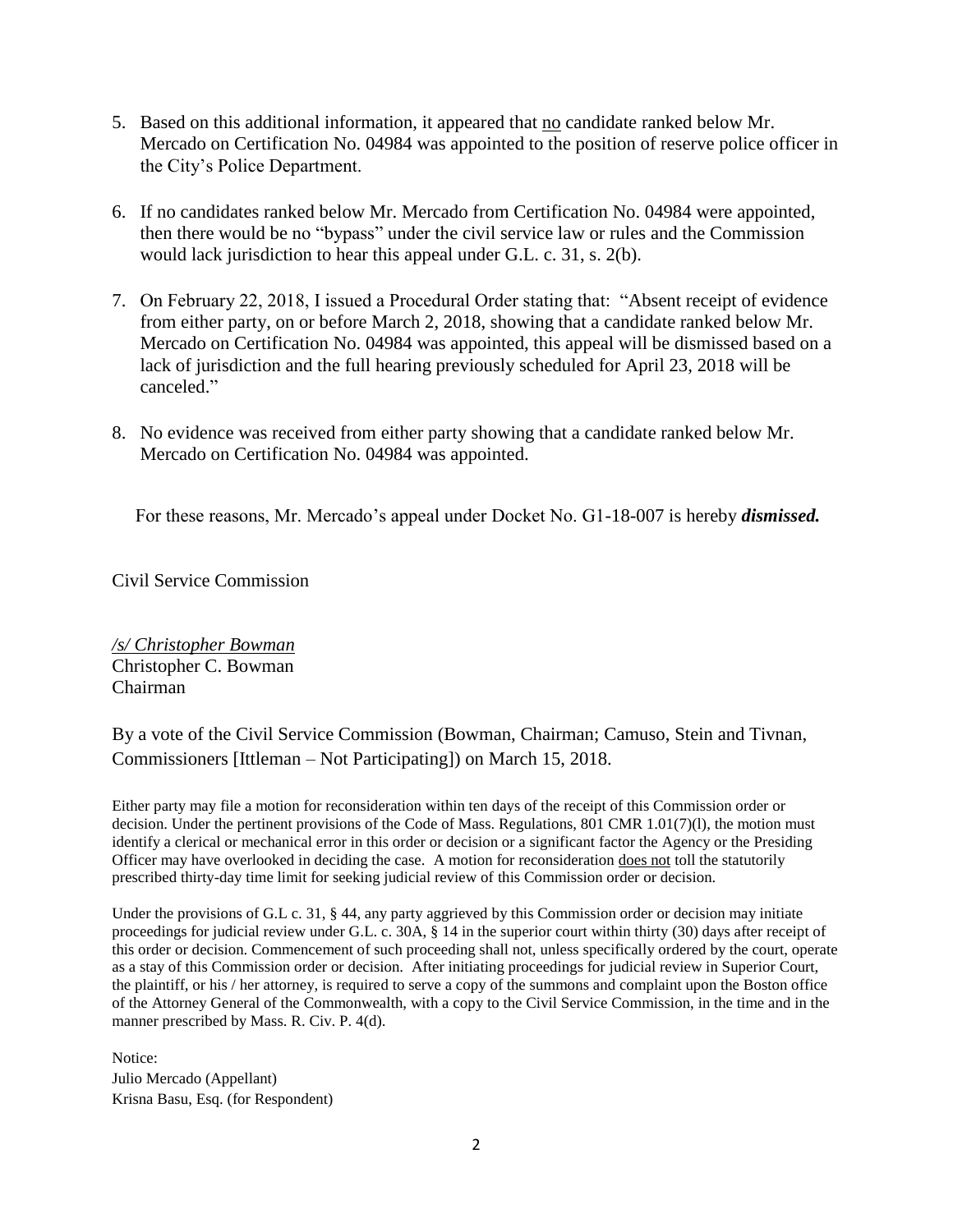5. Based on this additional information, it appeared that no candidate ranked below Mr. Mercado on Certification No. 04984 was appointed to the position of reserve police officer in the City's Police Department.

6. If no candidates ranked below Mr. Mercado from Certification No. 04984 were appointed, then there would be no "bypass" under the civil service law or rules and the Commission would lack jurisdiction to hear this appeal under G.L. c. 31, s. 2(b).

7. On February 22, 2018, I issued a Procedural Order stating that: "Absent receipt of evidence from either party, on or before March 2, 2018, showing that a candidate ranked below Mr. Mercado on Certification No. 04984 was appointed, this appeal will be dismissed based on a lack of jurisdiction and the full hearing previously scheduled for April 23, 2018 will be canceled."

8. No evidence was received from either party showing that a candidate ranked below Mr. Mercado on Certification No. 04984 was appointed.

For these reasons, Mr. Mercado's appeal under Docket No. G1-18-007 is hereby ***dismissed.***

Civil Service Commission

*/s/ Christopher Bowman*
Christopher C. Bowman
Chairman

By a vote of the Civil Service Commission (Bowman, Chairman; Camuso, Stein and Tivnan, Commissioners [Ittleman – Not Participating]) on March 15, 2018.

Either party may file a motion for reconsideration within ten days of the receipt of this Commission order or decision. Under the pertinent provisions of the Code of Mass. Regulations, 801 CMR 1.01(7)(l), the motion must identify a clerical or mechanical error in this order or decision or a significant factor the Agency or the Presiding Officer may have overlooked in deciding the case. A motion for reconsideration does not toll the statutorily prescribed thirty-day time limit for seeking judicial review of this Commission order or decision.

Under the provisions of G.L c. 31, § 44, any party aggrieved by this Commission order or decision may initiate proceedings for judicial review under G.L. c. 30A, § 14 in the superior court within thirty (30) days after receipt of this order or decision. Commencement of such proceeding shall not, unless specifically ordered by the court, operate as a stay of this Commission order or decision. After initiating proceedings for judicial review in Superior Court, the plaintiff, or his / her attorney, is required to serve a copy of the summons and complaint upon the Boston office of the Attorney General of the Commonwealth, with a copy to the Civil Service Commission, in the time and in the manner prescribed by Mass. R. Civ. P. 4(d).

Notice:
Julio Mercado (Appellant)
Krisna Basu, Esq. (for Respondent)